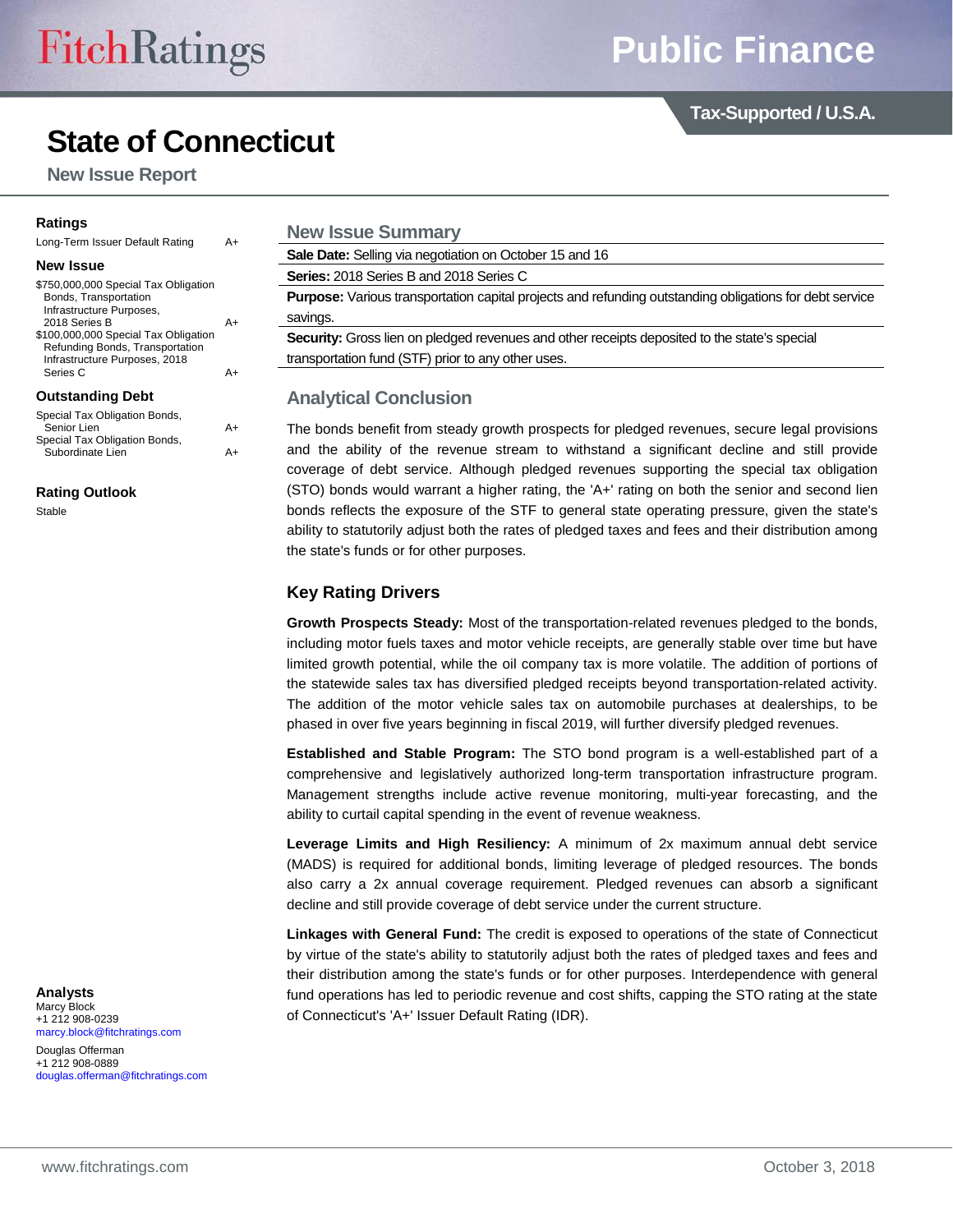# State of Connecticut

## New Issue Report

Public Finance

Tax-Supported / U.S.A.

### Ratings

| | |
|---|---|
| Long-Term Issuer Default Rating | A+ |

### New Issue

| | |
|---|---|
| $750,000,000 Special Tax Obligation Bonds, Transportation Infrastructure Purposes, 2018 Series B | A+ |
| $100,000,000 Special Tax Obligation Refunding Bonds, Transportation Infrastructure Purposes, 2018 Series C | A+ |

### Outstanding Debt

| | |
|---|---|
| Special Tax Obligation Bonds, Senior Lien | A+ |
| Special Tax Obligation Bonds, Subordinate Lien | A+ |

### Rating Outlook

Stable

### Analysts

Marcy Block
+1 212 908-0239
marcy.block@fitchratings.com

Douglas Offerman
+1 212 908-0889
douglas.offerman@fitchratings.com

## New Issue Summary

**Sale Date:** Selling via negotiation on October 15 and 16

**Series:** 2018 Series B and 2018 Series C

**Purpose:** Various transportation capital projects and refunding outstanding obligations for debt service savings.

**Security:** Gross lien on pledged revenues and other receipts deposited to the state's special transportation fund (STF) prior to any other uses.

## Analytical Conclusion

The bonds benefit from steady growth prospects for pledged revenues, secure legal provisions and the ability of the revenue stream to withstand a significant decline and still provide coverage of debt service. Although pledged revenues supporting the special tax obligation (STO) bonds would warrant a higher rating, the 'A+' rating on both the senior and second lien bonds reflects the exposure of the STF to general state operating pressure, given the state's ability to statutorily adjust both the rates of pledged taxes and fees and their distribution among the state's funds or for other purposes.

## Key Rating Drivers

**Growth Prospects Steady:** Most of the transportation-related revenues pledged to the bonds, including motor fuels taxes and motor vehicle receipts, are generally stable over time but have limited growth potential, while the oil company tax is more volatile. The addition of portions of the statewide sales tax has diversified pledged receipts beyond transportation-related activity. The addition of the motor vehicle sales tax on automobile purchases at dealerships, to be phased in over five years beginning in fiscal 2019, will further diversify pledged revenues.

**Established and Stable Program:** The STO bond program is a well-established part of a comprehensive and legislatively authorized long-term transportation infrastructure program. Management strengths include active revenue monitoring, multi-year forecasting, and the ability to curtail capital spending in the event of revenue weakness.

**Leverage Limits and High Resiliency:** A minimum of 2x maximum annual debt service (MADS) is required for additional bonds, limiting leverage of pledged resources. The bonds also carry a 2x annual coverage requirement. Pledged revenues can absorb a significant decline and still provide coverage of debt service under the current structure.

**Linkages with General Fund:** The credit is exposed to operations of the state of Connecticut by virtue of the state's ability to statutorily adjust both the rates of pledged taxes and fees and their distribution among the state's funds or for other purposes. Interdependence with general fund operations has led to periodic revenue and cost shifts, capping the STO rating at the state of Connecticut's 'A+' Issuer Default Rating (IDR).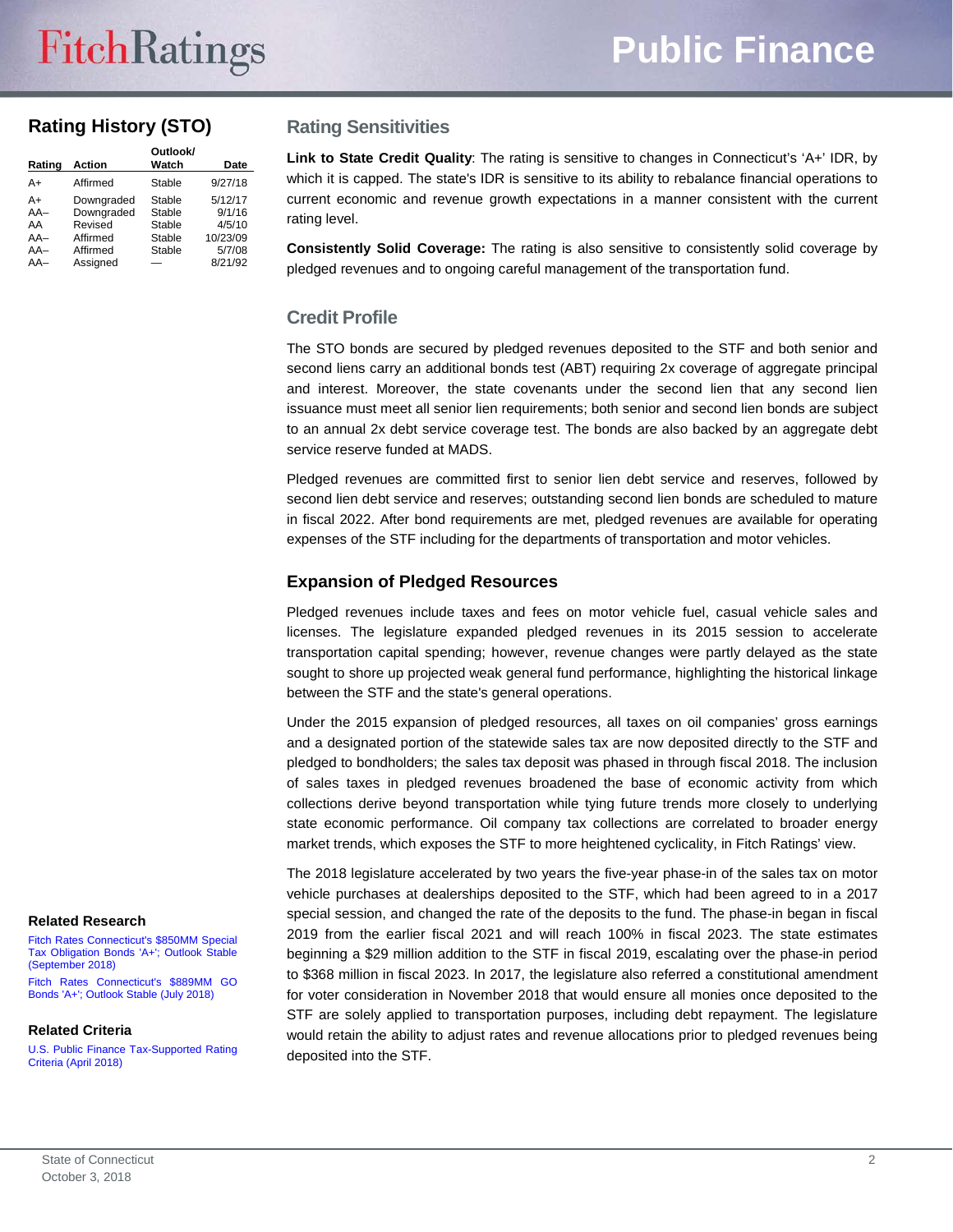## Rating History (STO)

| Rating | Action | Outlook/ Watch | Date |
|---|---|---|---|
| A+ | Affirmed | Stable | 9/27/18 |
| A+ | Downgraded | Stable | 5/12/17 |
| AA– | Downgraded | Stable | 9/1/16 |
| AA | Revised | Stable | 4/5/10 |
| AA– | Affirmed | Stable | 10/23/09 |
| AA– | Affirmed | Stable | 5/7/08 |
| AA– | Assigned | — | 8/21/92 |

## Rating Sensitivities

**Link to State Credit Quality**: The rating is sensitive to changes in Connecticut's 'A+' IDR, by which it is capped. The state's IDR is sensitive to its ability to rebalance financial operations to current economic and revenue growth expectations in a manner consistent with the current rating level.

**Consistently Solid Coverage:** The rating is also sensitive to consistently solid coverage by pledged revenues and to ongoing careful management of the transportation fund.

## Credit Profile

The STO bonds are secured by pledged revenues deposited to the STF and both senior and second liens carry an additional bonds test (ABT) requiring 2x coverage of aggregate principal and interest. Moreover, the state covenants under the second lien that any second lien issuance must meet all senior lien requirements; both senior and second lien bonds are subject to an annual 2x debt service coverage test. The bonds are also backed by an aggregate debt service reserve funded at MADS.

Pledged revenues are committed first to senior lien debt service and reserves, followed by second lien debt service and reserves; outstanding second lien bonds are scheduled to mature in fiscal 2022. After bond requirements are met, pledged revenues are available for operating expenses of the STF including for the departments of transportation and motor vehicles.

### Expansion of Pledged Resources

Pledged revenues include taxes and fees on motor vehicle fuel, casual vehicle sales and licenses. The legislature expanded pledged revenues in its 2015 session to accelerate transportation capital spending; however, revenue changes were partly delayed as the state sought to shore up projected weak general fund performance, highlighting the historical linkage between the STF and the state's general operations.

Under the 2015 expansion of pledged resources, all taxes on oil companies' gross earnings and a designated portion of the statewide sales tax are now deposited directly to the STF and pledged to bondholders; the sales tax deposit was phased in through fiscal 2018. The inclusion of sales taxes in pledged revenues broadened the base of economic activity from which collections derive beyond transportation while tying future trends more closely to underlying state economic performance. Oil company tax collections are correlated to broader energy market trends, which exposes the STF to more heightened cyclicality, in Fitch Ratings' view.

The 2018 legislature accelerated by two years the five-year phase-in of the sales tax on motor vehicle purchases at dealerships deposited to the STF, which had been agreed to in a 2017 special session, and changed the rate of the deposits to the fund. The phase-in began in fiscal 2019 from the earlier fiscal 2021 and will reach 100% in fiscal 2023. The state estimates beginning a $29 million addition to the STF in fiscal 2019, escalating over the phase-in period to $368 million in fiscal 2023. In 2017, the legislature also referred a constitutional amendment for voter consideration in November 2018 that would ensure all monies once deposited to the STF are solely applied to transportation purposes, including debt repayment. The legislature would retain the ability to adjust rates and revenue allocations prior to pledged revenues being deposited into the STF.

### Related Research

Fitch Rates Connecticut's $850MM Special Tax Obligation Bonds 'A+'; Outlook Stable (September 2018)

Fitch Rates Connecticut's $889MM GO Bonds 'A+'; Outlook Stable (July 2018)

### Related Criteria

U.S. Public Finance Tax-Supported Rating Criteria (April 2018)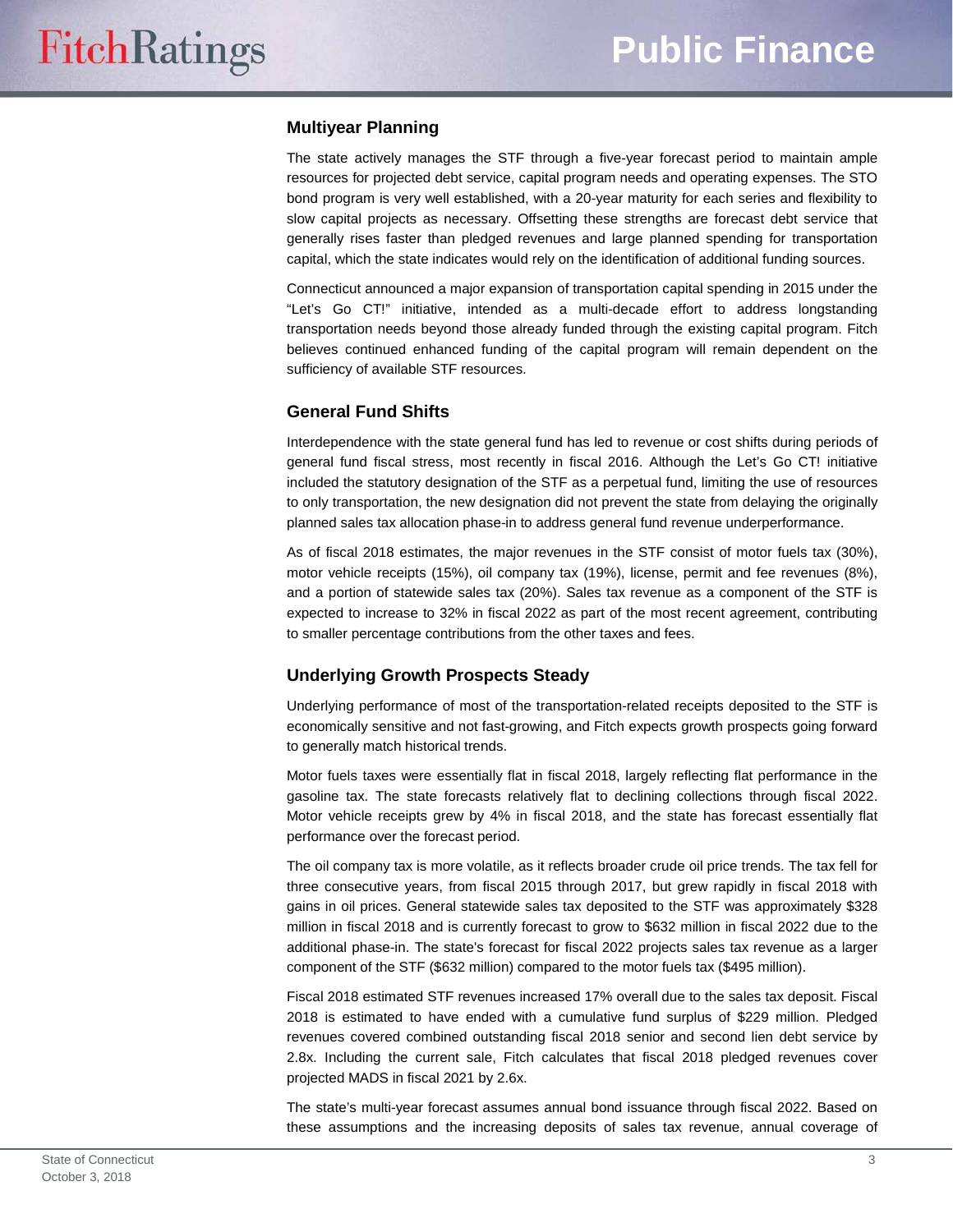## Multiyear Planning

The state actively manages the STF through a five-year forecast period to maintain ample resources for projected debt service, capital program needs and operating expenses. The STO bond program is very well established, with a 20-year maturity for each series and flexibility to slow capital projects as necessary. Offsetting these strengths are forecast debt service that generally rises faster than pledged revenues and large planned spending for transportation capital, which the state indicates would rely on the identification of additional funding sources.

Connecticut announced a major expansion of transportation capital spending in 2015 under the "Let's Go CT!" initiative, intended as a multi-decade effort to address longstanding transportation needs beyond those already funded through the existing capital program. Fitch believes continued enhanced funding of the capital program will remain dependent on the sufficiency of available STF resources.

## General Fund Shifts

Interdependence with the state general fund has led to revenue or cost shifts during periods of general fund fiscal stress, most recently in fiscal 2016. Although the Let's Go CT! initiative included the statutory designation of the STF as a perpetual fund, limiting the use of resources to only transportation, the new designation did not prevent the state from delaying the originally planned sales tax allocation phase-in to address general fund revenue underperformance.

As of fiscal 2018 estimates, the major revenues in the STF consist of motor fuels tax (30%), motor vehicle receipts (15%), oil company tax (19%), license, permit and fee revenues (8%), and a portion of statewide sales tax (20%). Sales tax revenue as a component of the STF is expected to increase to 32% in fiscal 2022 as part of the most recent agreement, contributing to smaller percentage contributions from the other taxes and fees.

## Underlying Growth Prospects Steady

Underlying performance of most of the transportation-related receipts deposited to the STF is economically sensitive and not fast-growing, and Fitch expects growth prospects going forward to generally match historical trends.

Motor fuels taxes were essentially flat in fiscal 2018, largely reflecting flat performance in the gasoline tax. The state forecasts relatively flat to declining collections through fiscal 2022. Motor vehicle receipts grew by 4% in fiscal 2018, and the state has forecast essentially flat performance over the forecast period.

The oil company tax is more volatile, as it reflects broader crude oil price trends. The tax fell for three consecutive years, from fiscal 2015 through 2017, but grew rapidly in fiscal 2018 with gains in oil prices. General statewide sales tax deposited to the STF was approximately $328 million in fiscal 2018 and is currently forecast to grow to $632 million in fiscal 2022 due to the additional phase-in. The state's forecast for fiscal 2022 projects sales tax revenue as a larger component of the STF ($632 million) compared to the motor fuels tax ($495 million).

Fiscal 2018 estimated STF revenues increased 17% overall due to the sales tax deposit. Fiscal 2018 is estimated to have ended with a cumulative fund surplus of $229 million. Pledged revenues covered combined outstanding fiscal 2018 senior and second lien debt service by 2.8x. Including the current sale, Fitch calculates that fiscal 2018 pledged revenues cover projected MADS in fiscal 2021 by 2.6x.

The state's multi-year forecast assumes annual bond issuance through fiscal 2022. Based on these assumptions and the increasing deposits of sales tax revenue, annual coverage of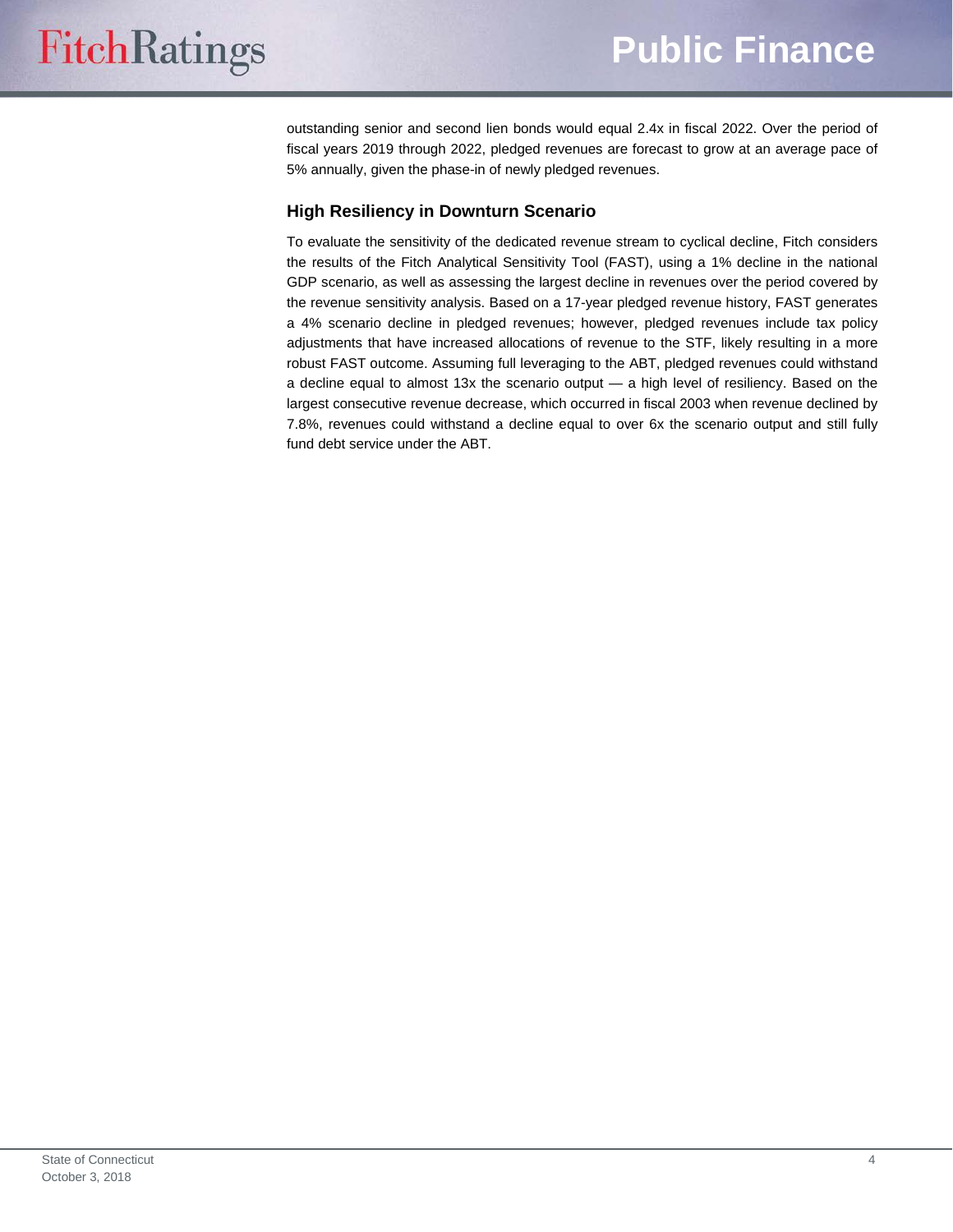outstanding senior and second lien bonds would equal 2.4x in fiscal 2022. Over the period of fiscal years 2019 through 2022, pledged revenues are forecast to grow at an average pace of 5% annually, given the phase-in of newly pledged revenues.

### High Resiliency in Downturn Scenario

To evaluate the sensitivity of the dedicated revenue stream to cyclical decline, Fitch considers the results of the Fitch Analytical Sensitivity Tool (FAST), using a 1% decline in the national GDP scenario, as well as assessing the largest decline in revenues over the period covered by the revenue sensitivity analysis. Based on a 17-year pledged revenue history, FAST generates a 4% scenario decline in pledged revenues; however, pledged revenues include tax policy adjustments that have increased allocations of revenue to the STF, likely resulting in a more robust FAST outcome. Assuming full leveraging to the ABT, pledged revenues could withstand a decline equal to almost 13x the scenario output — a high level of resiliency. Based on the largest consecutive revenue decrease, which occurred in fiscal 2003 when revenue declined by 7.8%, revenues could withstand a decline equal to over 6x the scenario output and still fully fund debt service under the ABT.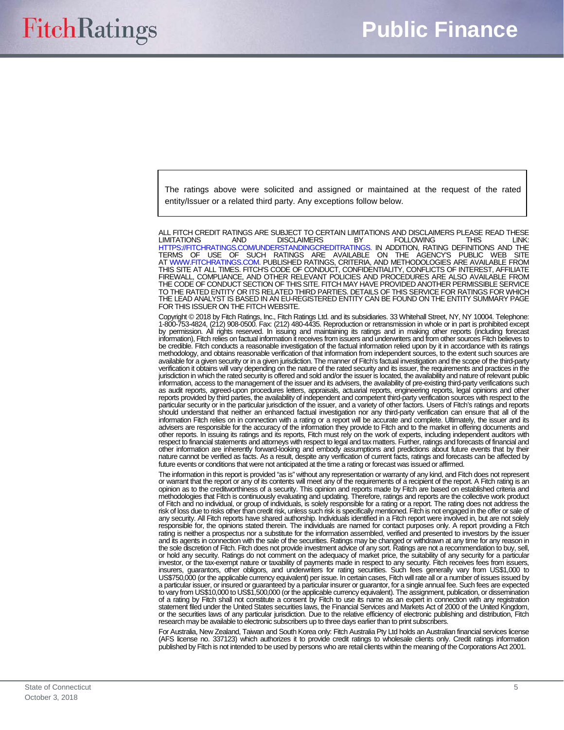The ratings above were solicited and assigned or maintained at the request of the rated entity/Issuer or a related third party. Any exceptions follow below.

ALL FITCH CREDIT RATINGS ARE SUBJECT TO CERTAIN LIMITATIONS AND DISCLAIMERS PLEASE READ THESE LIMITATIONS AND DISCLAIMERS BY FOLLOWING THIS LINK: HTTPS://FITCHRATINGS.COM/UNDERSTANDINGCREDITRATINGS. IN ADDITION, RATING DEFINITIONS AND THE TERMS OF USE OF SUCH RATINGS ARE AVAILABLE ON THE AGENCY'S PUBLIC WEB SITE AT WWW.FITCHRATINGS.COM. PUBLISHED RATINGS, CRITERIA, AND METHODOLOGIES ARE AVAILABLE FROM THIS SITE AT ALL TIMES. FITCH'S CODE OF CONDUCT, CONFIDENTIALITY, CONFLICTS OF INTEREST, AFFILIATE FIREWALL, COMPLIANCE, AND OTHER RELEVANT POLICIES AND PROCEDURES ARE ALSO AVAILABLE FROM THE CODE OF CONDUCT SECTION OF THIS SITE. FITCH MAY HAVE PROVIDED ANOTHER PERMISSIBLE SERVICE TO THE RATED ENTITY OR ITS RELATED THIRD PARTIES. DETAILS OF THIS SERVICE FOR RATINGS FOR WHICH THE LEAD ANALYST IS BASED IN AN EU-REGISTERED ENTITY CAN BE FOUND ON THE ENTITY SUMMARY PAGE FOR THIS ISSUER ON THE FITCH WEBSITE.

Copyright © 2018 by Fitch Ratings, Inc., Fitch Ratings Ltd. and its subsidiaries. 33 Whitehall Street, NY, NY 10004. Telephone: 1-800-753-4824, (212) 908-0500. Fax: (212) 480-4435. Reproduction or retransmission in whole or in part is prohibited except by permission. All rights reserved. In issuing and maintaining its ratings and in making other reports (including forecast information), Fitch relies on factual information it receives from issuers and underwriters and from other sources Fitch believes to be credible. Fitch conducts a reasonable investigation of the factual information relied upon by it in accordance with its ratings methodology, and obtains reasonable verification of that information from independent sources, to the extent such sources are available for a given security or in a given jurisdiction. The manner of Fitch's factual investigation and the scope of the third-party verification it obtains will vary depending on the nature of the rated security and its issuer, the requirements and practices in the jurisdiction in which the rated security is offered and sold and/or the issuer is located, the availability and nature of relevant public information, access to the management of the issuer and its advisers, the availability of pre-existing third-party verifications such as audit reports, agreed-upon procedures letters, appraisals, actuarial reports, engineering reports, legal opinions and other reports provided by third parties, the availability of independent and competent third-party verification sources with respect to the particular security or in the particular jurisdiction of the issuer, and a variety of other factors. Users of Fitch's ratings and reports should understand that neither an enhanced factual investigation nor any third-party verification can ensure that all of the information Fitch relies on in connection with a rating or a report will be accurate and complete. Ultimately, the issuer and its advisers are responsible for the accuracy of the information they provide to Fitch and to the market in offering documents and other reports. In issuing its ratings and its reports, Fitch must rely on the work of experts, including independent auditors with respect to financial statements and attorneys with respect to legal and tax matters. Further, ratings and forecasts of financial and other information are inherently forward-looking and embody assumptions and predictions about future events that by their nature cannot be verified as facts. As a result, despite any verification of current facts, ratings and forecasts can be affected by future events or conditions that were not anticipated at the time a rating or forecast was issued or affirmed.

The information in this report is provided "as is" without any representation or warranty of any kind, and Fitch does not represent or warrant that the report or any of its contents will meet any of the requirements of a recipient of the report. A Fitch rating is an opinion as to the creditworthiness of a security. This opinion and reports made by Fitch are based on established criteria and methodologies that Fitch is continuously evaluating and updating. Therefore, ratings and reports are the collective work product of Fitch and no individual, or group of individuals, is solely responsible for a rating or a report. The rating does not address the risk of loss due to risks other than credit risk, unless such risk is specifically mentioned. Fitch is not engaged in the offer or sale of any security. All Fitch reports have shared authorship. Individuals identified in a Fitch report were involved in, but are not solely responsible for, the opinions stated therein. The individuals are named for contact purposes only. A report providing a Fitch rating is neither a prospectus nor a substitute for the information assembled, verified and presented to investors by the issuer and its agents in connection with the sale of the securities. Ratings may be changed or withdrawn at any time for any reason in the sole discretion of Fitch. Fitch does not provide investment advice of any sort. Ratings are not a recommendation to buy, sell, or hold any security. Ratings do not comment on the adequacy of market price, the suitability of any security for a particular investor, or the tax-exempt nature or taxability of payments made in respect to any security. Fitch receives fees from issuers, insurers, guarantors, other obligors, and underwriters for rating securities. Such fees generally vary from US$1,000 to US$750,000 (or the applicable currency equivalent) per issue. In certain cases, Fitch will rate all or a number of issues issued by a particular issuer, or insured or guaranteed by a particular insurer or guarantor, for a single annual fee. Such fees are expected to vary from US$10,000 to US$1,500,000 (or the applicable currency equivalent). The assignment, publication, or dissemination of a rating by Fitch shall not constitute a consent by Fitch to use its name as an expert in connection with any registration statement filed under the United States securities laws, the Financial Services and Markets Act of 2000 of the United Kingdom, or the securities laws of any particular jurisdiction. Due to the relative efficiency of electronic publishing and distribution, Fitch research may be available to electronic subscribers up to three days earlier than to print subscribers.

For Australia, New Zealand, Taiwan and South Korea only: Fitch Australia Pty Ltd holds an Australian financial services license (AFS license no. 337123) which authorizes it to provide credit ratings to wholesale clients only. Credit ratings information published by Fitch is not intended to be used by persons who are retail clients within the meaning of the Corporations Act 2001.